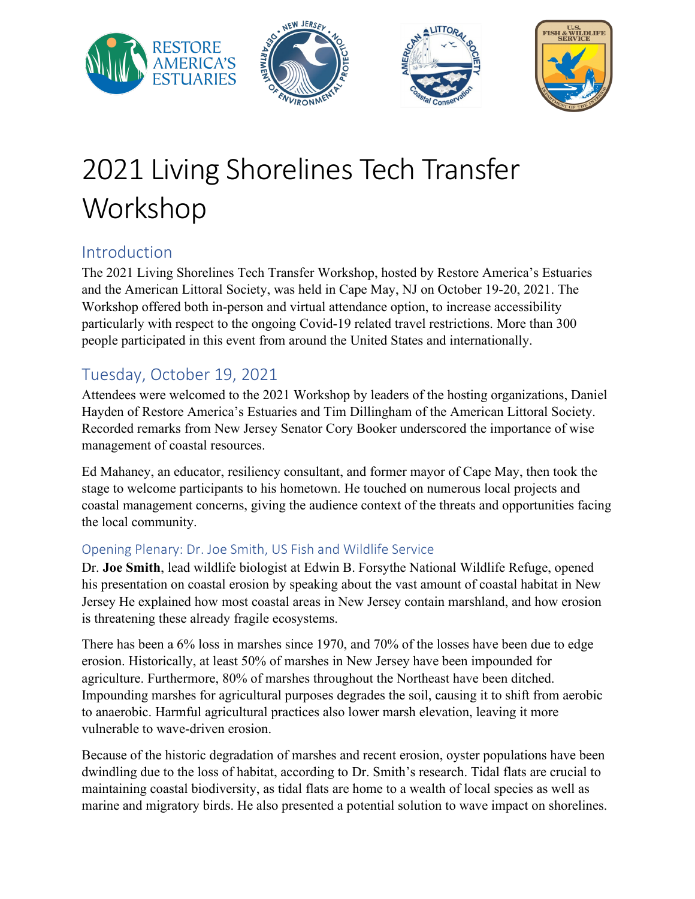# 2021 Living Shorelines Tech Transfer Workshop

## Introduction

The 2021 Living Shorelines Tech Transfer Workshop, hosted by Restore America's Estuaries and the American Littoral Society, was held in Cape May, NJ on October 19-20, 2021. The Workshop offered both in-person and virtual attendance option, to increase accessibility particularly with respect to the ongoing Covid-19 related travel restrictions. More than 300 people participated in this event from around the United States and internationally.

## Tuesday, October 19, 2021

Attendees were welcomed to the 2021 Workshop by leaders of the hosting organizations, Daniel Hayden of Restore America's Estuaries and Tim Dillingham of the American Littoral Society. Recorded remarks from New Jersey Senator Cory Booker underscored the importance of wise management of coastal resources.

Ed Mahaney, an educator, resiliency consultant, and former mayor of Cape May, then took the stage to welcome participants to his hometown. He touched on numerous local projects and coastal management concerns, giving the audience context of the threats and opportunities facing the local community.

### Opening Plenary: Dr. Joe Smith, US Fish and Wildlife Service

Dr. **Joe Smith**, lead wildlife biologist at Edwin B. Forsythe National Wildlife Refuge, opened his presentation on coastal erosion by speaking about the vast amount of coastal habitat in New Jersey He explained how most coastal areas in New Jersey contain marshland, and how erosion is threatening these already fragile ecosystems.

There has been a 6% loss in marshes since 1970, and 70% of the losses have been due to edge erosion. Historically, at least 50% of marshes in New Jersey have been impounded for agriculture. Furthermore, 80% of marshes throughout the Northeast have been ditched. Impounding marshes for agricultural purposes degrades the soil, causing it to shift from aerobic to anaerobic. Harmful agricultural practices also lower marsh elevation, leaving it more vulnerable to wave-driven erosion.

Because of the historic degradation of marshes and recent erosion, oyster populations have been dwindling due to the loss of habitat, according to Dr. Smith's research. Tidal flats are crucial to maintaining coastal biodiversity, as tidal flats are home to a wealth of local species as well as marine and migratory birds. He also presented a potential solution to wave impact on shorelines.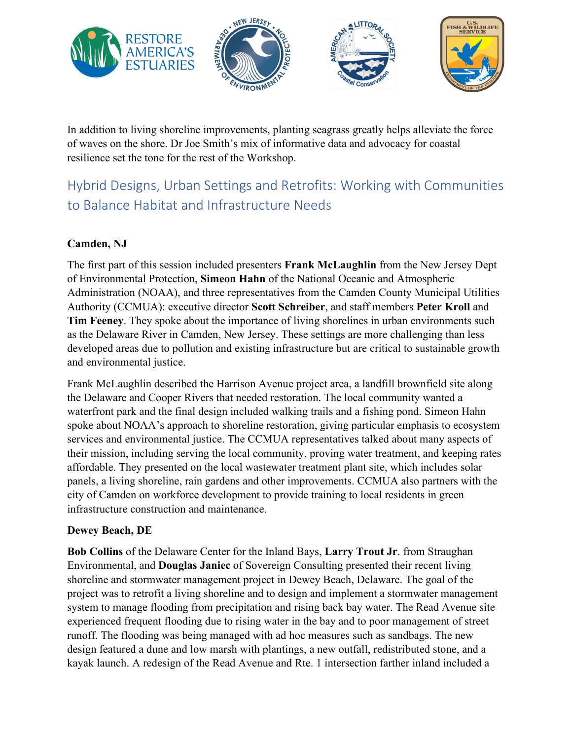In addition to living shoreline improvements, planting seagrass greatly helps alleviate the force of waves on the shore. Dr Joe Smith's mix of informative data and advocacy for coastal resilience set the tone for the rest of the Workshop.

## Hybrid Designs, Urban Settings and Retrofits: Working with Communities to Balance Habitat and Infrastructure Needs

### Camden, NJ

The first part of this session included presenters **Frank McLaughlin** from the New Jersey Dept of Environmental Protection, **Simeon Hahn** of the National Oceanic and Atmospheric Administration (NOAA), and three representatives from the Camden County Municipal Utilities Authority (CCMUA): executive director **Scott Schreiber**, and staff members **Peter Kroll** and **Tim Feeney**. They spoke about the importance of living shorelines in urban environments such as the Delaware River in Camden, New Jersey. These settings are more challenging than less developed areas due to pollution and existing infrastructure but are critical to sustainable growth and environmental justice.

Frank McLaughlin described the Harrison Avenue project area, a landfill brownfield site along the Delaware and Cooper Rivers that needed restoration. The local community wanted a waterfront park and the final design included walking trails and a fishing pond. Simeon Hahn spoke about NOAA's approach to shoreline restoration, giving particular emphasis to ecosystem services and environmental justice. The CCMUA representatives talked about many aspects of their mission, including serving the local community, proving water treatment, and keeping rates affordable. They presented on the local wastewater treatment plant site, which includes solar panels, a living shoreline, rain gardens and other improvements. CCMUA also partners with the city of Camden on workforce development to provide training to local residents in green infrastructure construction and maintenance.

### Dewey Beach, DE

**Bob Collins** of the Delaware Center for the Inland Bays, **Larry Trout Jr**. from Straughan Environmental, and **Douglas Janiec** of Sovereign Consulting presented their recent living shoreline and stormwater management project in Dewey Beach, Delaware. The goal of the project was to retrofit a living shoreline and to design and implement a stormwater management system to manage flooding from precipitation and rising back bay water. The Read Avenue site experienced frequent flooding due to rising water in the bay and to poor management of street runoff. The flooding was being managed with ad hoc measures such as sandbags. The new design featured a dune and low marsh with plantings, a new outfall, redistributed stone, and a kayak launch. A redesign of the Read Avenue and Rte. 1 intersection farther inland included a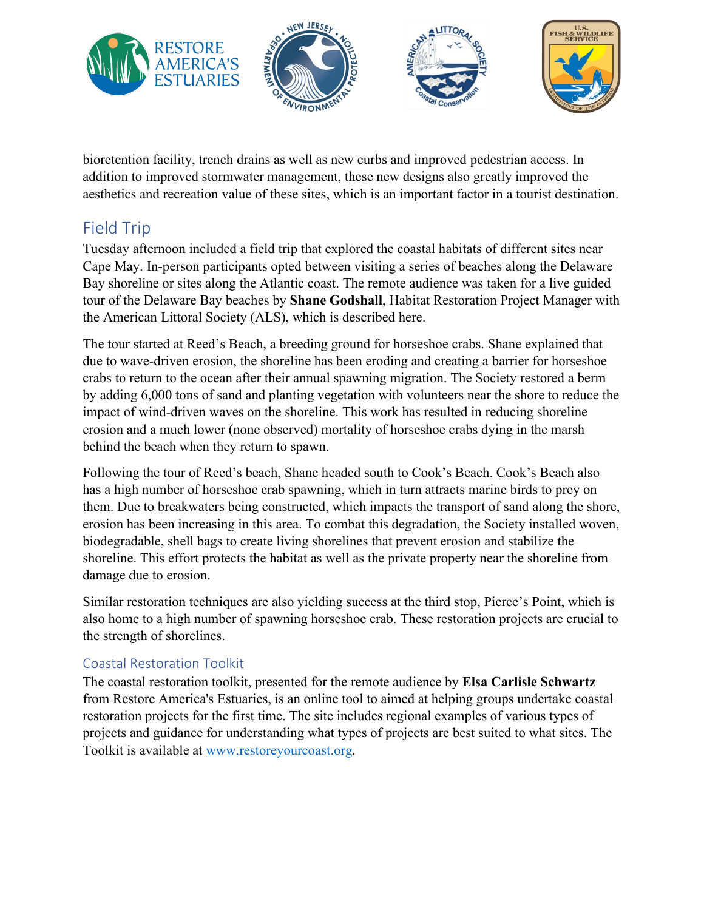bioretention facility, trench drains as well as new curbs and improved pedestrian access. In addition to improved stormwater management, these new designs also greatly improved the aesthetics and recreation value of these sites, which is an important factor in a tourist destination.

## Field Trip

Tuesday afternoon included a field trip that explored the coastal habitats of different sites near Cape May. In-person participants opted between visiting a series of beaches along the Delaware Bay shoreline or sites along the Atlantic coast. The remote audience was taken for a live guided tour of the Delaware Bay beaches by **Shane Godshall**, Habitat Restoration Project Manager with the American Littoral Society (ALS), which is described here.

The tour started at Reed's Beach, a breeding ground for horseshoe crabs. Shane explained that due to wave-driven erosion, the shoreline has been eroding and creating a barrier for horseshoe crabs to return to the ocean after their annual spawning migration. The Society restored a berm by adding 6,000 tons of sand and planting vegetation with volunteers near the shore to reduce the impact of wind-driven waves on the shoreline. This work has resulted in reducing shoreline erosion and a much lower (none observed) mortality of horseshoe crabs dying in the marsh behind the beach when they return to spawn.

Following the tour of Reed's beach, Shane headed south to Cook's Beach. Cook's Beach also has a high number of horseshoe crab spawning, which in turn attracts marine birds to prey on them. Due to breakwaters being constructed, which impacts the transport of sand along the shore, erosion has been increasing in this area. To combat this degradation, the Society installed woven, biodegradable, shell bags to create living shorelines that prevent erosion and stabilize the shoreline. This effort protects the habitat as well as the private property near the shoreline from damage due to erosion.

Similar restoration techniques are also yielding success at the third stop, Pierce's Point, which is also home to a high number of spawning horseshoe crab. These restoration projects are crucial to the strength of shorelines.

### Coastal Restoration Toolkit

The coastal restoration toolkit, presented for the remote audience by **Elsa Carlisle Schwartz** from Restore America's Estuaries, is an online tool to aimed at helping groups undertake coastal restoration projects for the first time. The site includes regional examples of various types of projects and guidance for understanding what types of projects are best suited to what sites. The Toolkit is available at [www.restoreyourcoast.org](http://www.restoreyourcoast.org).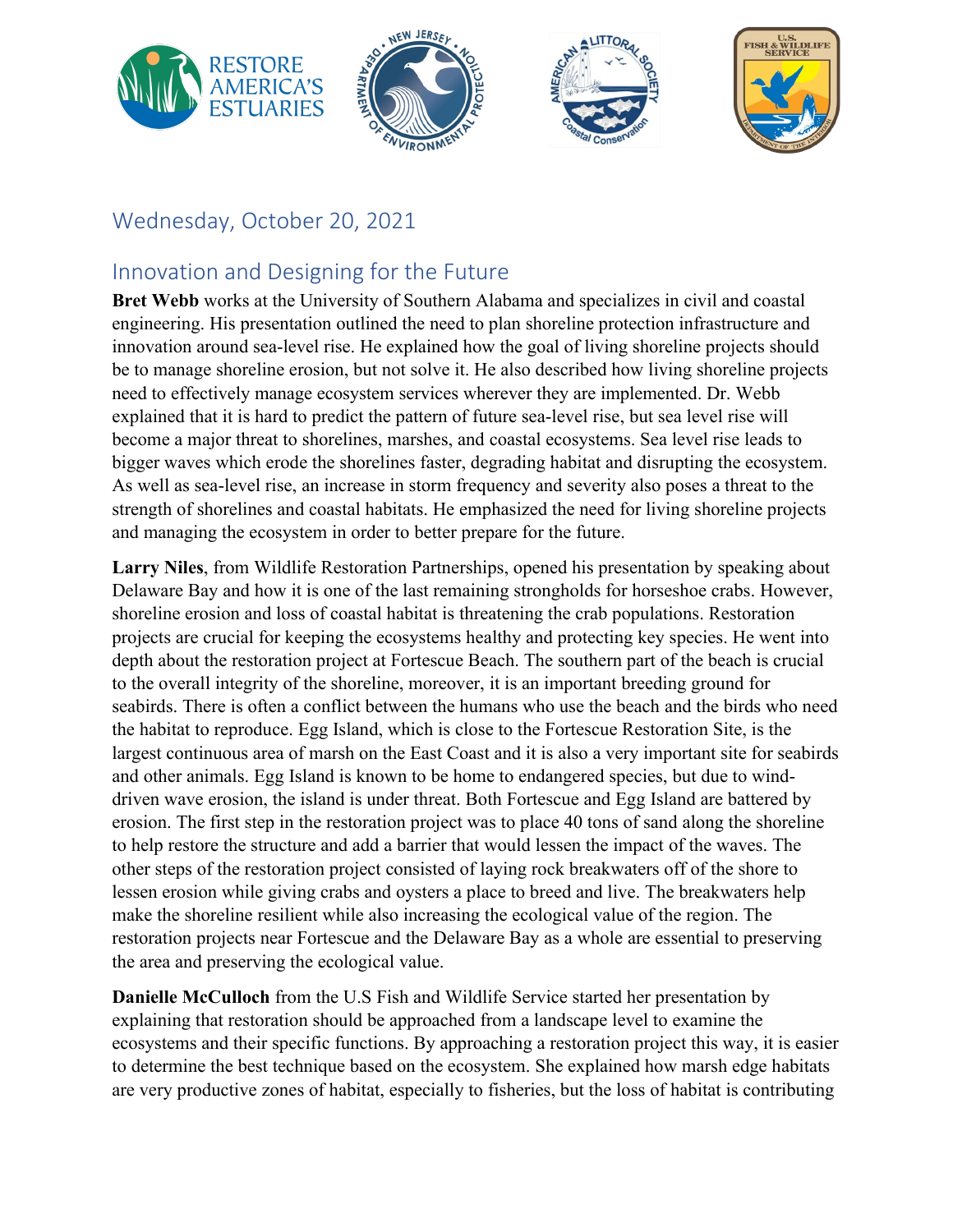## Wednesday, October 20, 2021

## Innovation and Designing for the Future

**Bret Webb** works at the University of Southern Alabama and specializes in civil and coastal engineering. His presentation outlined the need to plan shoreline protection infrastructure and innovation around sea-level rise. He explained how the goal of living shoreline projects should be to manage shoreline erosion, but not solve it. He also described how living shoreline projects need to effectively manage ecosystem services wherever they are implemented. Dr. Webb explained that it is hard to predict the pattern of future sea-level rise, but sea level rise will become a major threat to shorelines, marshes, and coastal ecosystems. Sea level rise leads to bigger waves which erode the shorelines faster, degrading habitat and disrupting the ecosystem. As well as sea-level rise, an increase in storm frequency and severity also poses a threat to the strength of shorelines and coastal habitats. He emphasized the need for living shoreline projects and managing the ecosystem in order to better prepare for the future.

**Larry Niles**, from Wildlife Restoration Partnerships, opened his presentation by speaking about Delaware Bay and how it is one of the last remaining strongholds for horseshoe crabs. However, shoreline erosion and loss of coastal habitat is threatening the crab populations. Restoration projects are crucial for keeping the ecosystems healthy and protecting key species. He went into depth about the restoration project at Fortescue Beach. The southern part of the beach is crucial to the overall integrity of the shoreline, moreover, it is an important breeding ground for seabirds. There is often a conflict between the humans who use the beach and the birds who need the habitat to reproduce. Egg Island, which is close to the Fortescue Restoration Site, is the largest continuous area of marsh on the East Coast and it is also a very important site for seabirds and other animals. Egg Island is known to be home to endangered species, but due to wind-driven wave erosion, the island is under threat. Both Fortescue and Egg Island are battered by erosion. The first step in the restoration project was to place 40 tons of sand along the shoreline to help restore the structure and add a barrier that would lessen the impact of the waves. The other steps of the restoration project consisted of laying rock breakwaters off of the shore to lessen erosion while giving crabs and oysters a place to breed and live. The breakwaters help make the shoreline resilient while also increasing the ecological value of the region. The restoration projects near Fortescue and the Delaware Bay as a whole are essential to preserving the area and preserving the ecological value.

**Danielle McCulloch** from the U.S Fish and Wildlife Service started her presentation by explaining that restoration should be approached from a landscape level to examine the ecosystems and their specific functions. By approaching a restoration project this way, it is easier to determine the best technique based on the ecosystem. She explained how marsh edge habitats are very productive zones of habitat, especially to fisheries, but the loss of habitat is contributing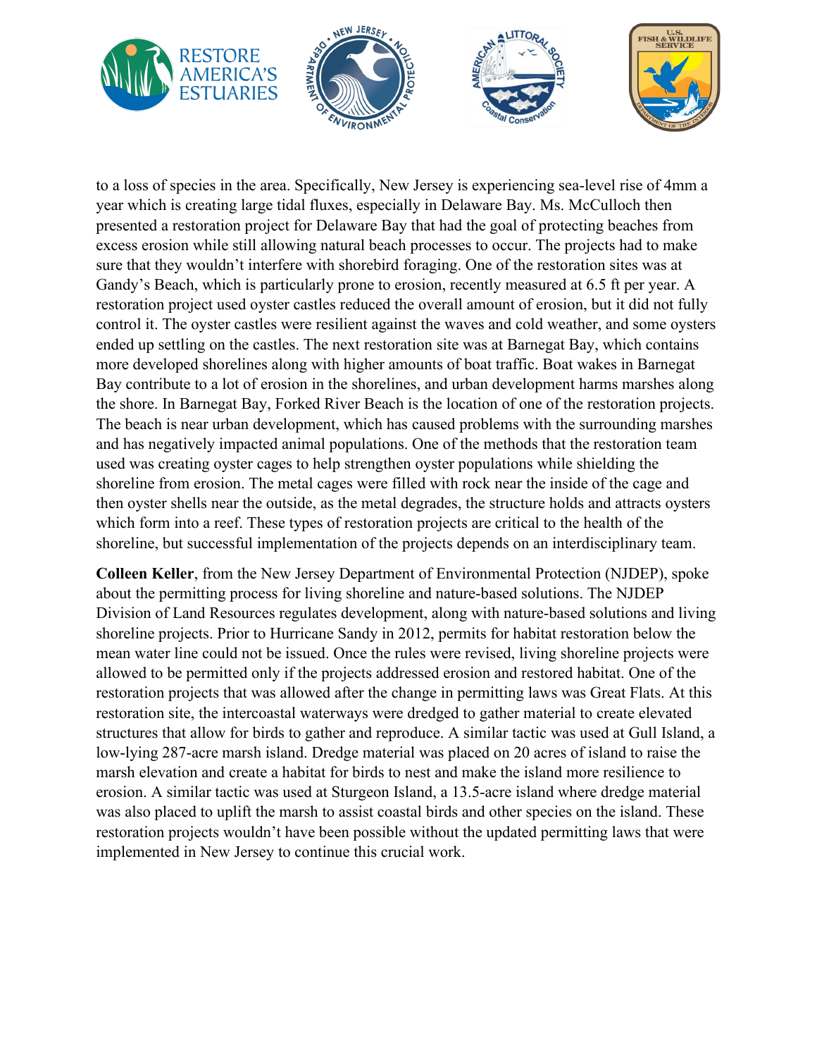to a loss of species in the area. Specifically, New Jersey is experiencing sea-level rise of 4mm a year which is creating large tidal fluxes, especially in Delaware Bay. Ms. McCulloch then presented a restoration project for Delaware Bay that had the goal of protecting beaches from excess erosion while still allowing natural beach processes to occur. The projects had to make sure that they wouldn't interfere with shorebird foraging. One of the restoration sites was at Gandy's Beach, which is particularly prone to erosion, recently measured at 6.5 ft per year. A restoration project used oyster castles reduced the overall amount of erosion, but it did not fully control it. The oyster castles were resilient against the waves and cold weather, and some oysters ended up settling on the castles. The next restoration site was at Barnegat Bay, which contains more developed shorelines along with higher amounts of boat traffic. Boat wakes in Barnegat Bay contribute to a lot of erosion in the shorelines, and urban development harms marshes along the shore. In Barnegat Bay, Forked River Beach is the location of one of the restoration projects. The beach is near urban development, which has caused problems with the surrounding marshes and has negatively impacted animal populations. One of the methods that the restoration team used was creating oyster cages to help strengthen oyster populations while shielding the shoreline from erosion. The metal cages were filled with rock near the inside of the cage and then oyster shells near the outside, as the metal degrades, the structure holds and attracts oysters which form into a reef. These types of restoration projects are critical to the health of the shoreline, but successful implementation of the projects depends on an interdisciplinary team.

**Colleen Keller**, from the New Jersey Department of Environmental Protection (NJDEP), spoke about the permitting process for living shoreline and nature-based solutions. The NJDEP Division of Land Resources regulates development, along with nature-based solutions and living shoreline projects. Prior to Hurricane Sandy in 2012, permits for habitat restoration below the mean water line could not be issued. Once the rules were revised, living shoreline projects were allowed to be permitted only if the projects addressed erosion and restored habitat. One of the restoration projects that was allowed after the change in permitting laws was Great Flats. At this restoration site, the intercoastal waterways were dredged to gather material to create elevated structures that allow for birds to gather and reproduce. A similar tactic was used at Gull Island, a low-lying 287-acre marsh island. Dredge material was placed on 20 acres of island to raise the marsh elevation and create a habitat for birds to nest and make the island more resilience to erosion. A similar tactic was used at Sturgeon Island, a 13.5-acre island where dredge material was also placed to uplift the marsh to assist coastal birds and other species on the island. These restoration projects wouldn't have been possible without the updated permitting laws that were implemented in New Jersey to continue this crucial work.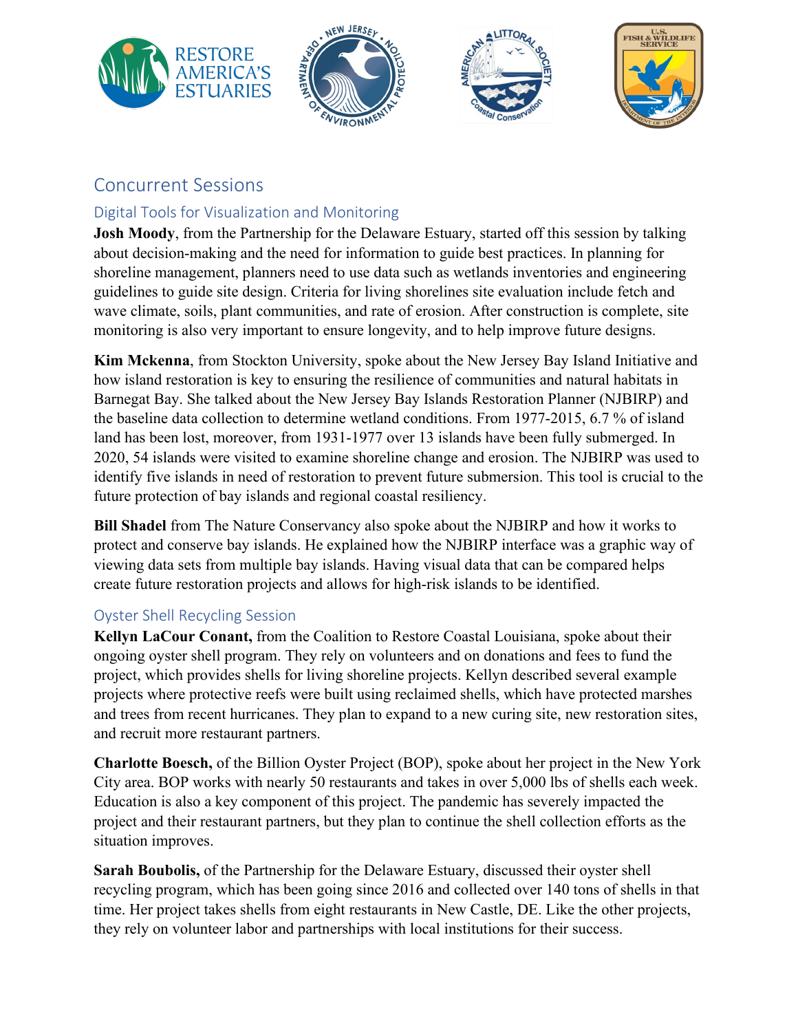## Concurrent Sessions

### Digital Tools for Visualization and Monitoring

**Josh Moody**, from the Partnership for the Delaware Estuary, started off this session by talking about decision-making and the need for information to guide best practices. In planning for shoreline management, planners need to use data such as wetlands inventories and engineering guidelines to guide site design. Criteria for living shorelines site evaluation include fetch and wave climate, soils, plant communities, and rate of erosion. After construction is complete, site monitoring is also very important to ensure longevity, and to help improve future designs.

**Kim Mckenna**, from Stockton University, spoke about the New Jersey Bay Island Initiative and how island restoration is key to ensuring the resilience of communities and natural habitats in Barnegat Bay. She talked about the New Jersey Bay Islands Restoration Planner (NJBIRP) and the baseline data collection to determine wetland conditions. From 1977-2015, 6.7 % of island land has been lost, moreover, from 1931-1977 over 13 islands have been fully submerged. In 2020, 54 islands were visited to examine shoreline change and erosion. The NJBIRP was used to identify five islands in need of restoration to prevent future submersion. This tool is crucial to the future protection of bay islands and regional coastal resiliency.

**Bill Shadel** from The Nature Conservancy also spoke about the NJBIRP and how it works to protect and conserve bay islands. He explained how the NJBIRP interface was a graphic way of viewing data sets from multiple bay islands. Having visual data that can be compared helps create future restoration projects and allows for high-risk islands to be identified.

### Oyster Shell Recycling Session

**Kellyn LaCour Conant,** from the Coalition to Restore Coastal Louisiana, spoke about their ongoing oyster shell program. They rely on volunteers and on donations and fees to fund the project, which provides shells for living shoreline projects. Kellyn described several example projects where protective reefs were built using reclaimed shells, which have protected marshes and trees from recent hurricanes. They plan to expand to a new curing site, new restoration sites, and recruit more restaurant partners.

**Charlotte Boesch,** of the Billion Oyster Project (BOP), spoke about her project in the New York City area. BOP works with nearly 50 restaurants and takes in over 5,000 lbs of shells each week. Education is also a key component of this project. The pandemic has severely impacted the project and their restaurant partners, but they plan to continue the shell collection efforts as the situation improves.

**Sarah Boubolis,** of the Partnership for the Delaware Estuary, discussed their oyster shell recycling program, which has been going since 2016 and collected over 140 tons of shells in that time. Her project takes shells from eight restaurants in New Castle, DE. Like the other projects, they rely on volunteer labor and partnerships with local institutions for their success.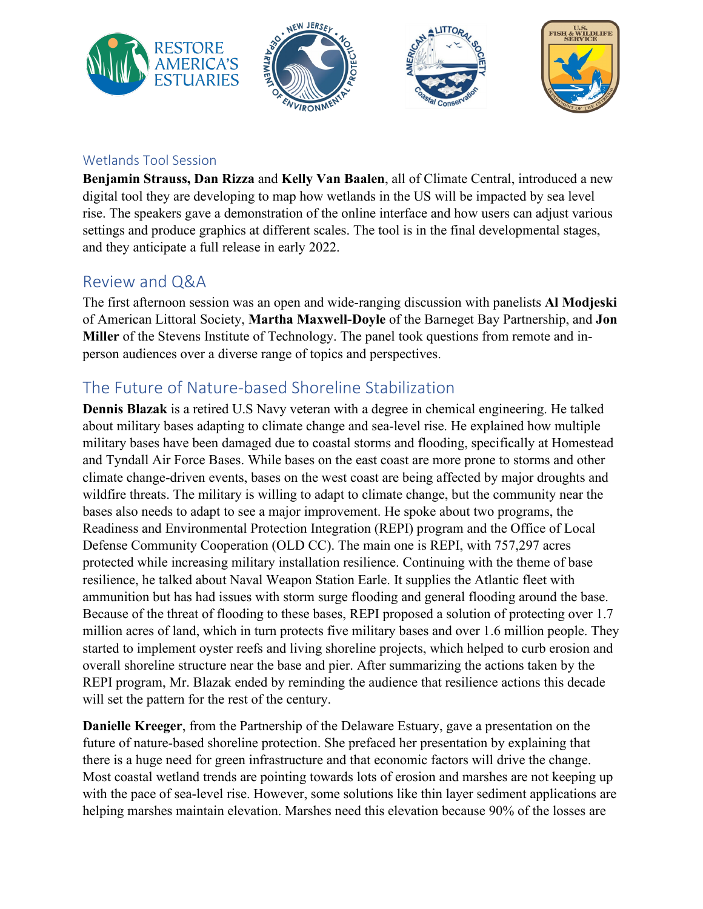### Wetlands Tool Session

**Benjamin Strauss, Dan Rizza** and **Kelly Van Baalen**, all of Climate Central, introduced a new digital tool they are developing to map how wetlands in the US will be impacted by sea level rise. The speakers gave a demonstration of the online interface and how users can adjust various settings and produce graphics at different scales. The tool is in the final developmental stages, and they anticipate a full release in early 2022.

## Review and Q&A

The first afternoon session was an open and wide-ranging discussion with panelists **Al Modjeski** of American Littoral Society, **Martha Maxwell-Doyle** of the Barneget Bay Partnership, and **Jon Miller** of the Stevens Institute of Technology. The panel took questions from remote and in-person audiences over a diverse range of topics and perspectives.

## The Future of Nature-based Shoreline Stabilization

**Dennis Blazak** is a retired U.S Navy veteran with a degree in chemical engineering. He talked about military bases adapting to climate change and sea-level rise. He explained how multiple military bases have been damaged due to coastal storms and flooding, specifically at Homestead and Tyndall Air Force Bases. While bases on the east coast are more prone to storms and other climate change-driven events, bases on the west coast are being affected by major droughts and wildfire threats. The military is willing to adapt to climate change, but the community near the bases also needs to adapt to see a major improvement. He spoke about two programs, the Readiness and Environmental Protection Integration (REPI) program and the Office of Local Defense Community Cooperation (OLD CC). The main one is REPI, with 757,297 acres protected while increasing military installation resilience. Continuing with the theme of base resilience, he talked about Naval Weapon Station Earle. It supplies the Atlantic fleet with ammunition but has had issues with storm surge flooding and general flooding around the base. Because of the threat of flooding to these bases, REPI proposed a solution of protecting over 1.7 million acres of land, which in turn protects five military bases and over 1.6 million people. They started to implement oyster reefs and living shoreline projects, which helped to curb erosion and overall shoreline structure near the base and pier. After summarizing the actions taken by the REPI program, Mr. Blazak ended by reminding the audience that resilience actions this decade will set the pattern for the rest of the century.

**Danielle Kreeger**, from the Partnership of the Delaware Estuary, gave a presentation on the future of nature-based shoreline protection. She prefaced her presentation by explaining that there is a huge need for green infrastructure and that economic factors will drive the change. Most coastal wetland trends are pointing towards lots of erosion and marshes are not keeping up with the pace of sea-level rise. However, some solutions like thin layer sediment applications are helping marshes maintain elevation. Marshes need this elevation because 90% of the losses are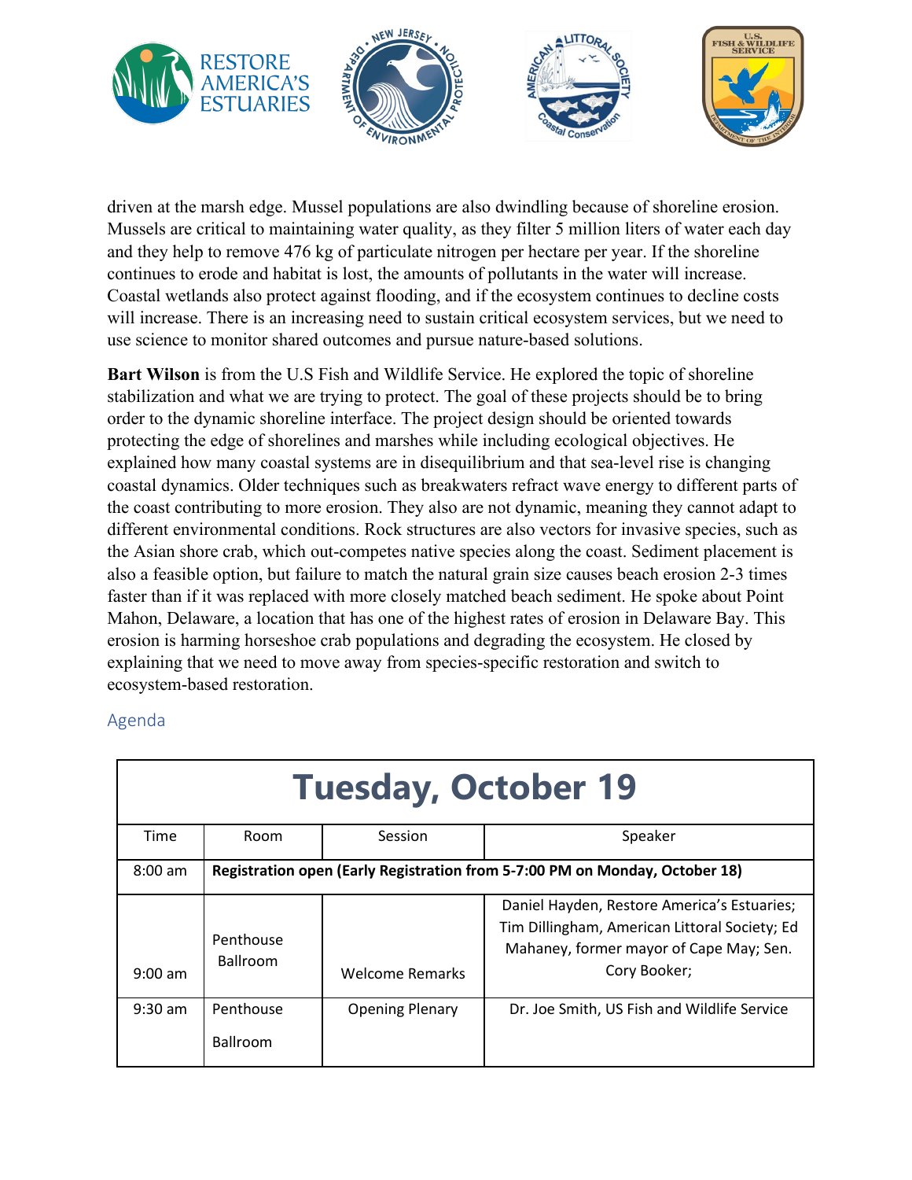driven at the marsh edge. Mussel populations are also dwindling because of shoreline erosion. Mussels are critical to maintaining water quality, as they filter 5 million liters of water each day and they help to remove 476 kg of particulate nitrogen per hectare per year. If the shoreline continues to erode and habitat is lost, the amounts of pollutants in the water will increase. Coastal wetlands also protect against flooding, and if the ecosystem continues to decline costs will increase. There is an increasing need to sustain critical ecosystem services, but we need to use science to monitor shared outcomes and pursue nature-based solutions.

**Bart Wilson** is from the U.S Fish and Wildlife Service. He explored the topic of shoreline stabilization and what we are trying to protect. The goal of these projects should be to bring order to the dynamic shoreline interface. The project design should be oriented towards protecting the edge of shorelines and marshes while including ecological objectives. He explained how many coastal systems are in disequilibrium and that sea-level rise is changing coastal dynamics. Older techniques such as breakwaters refract wave energy to different parts of the coast contributing to more erosion. They also are not dynamic, meaning they cannot adapt to different environmental conditions. Rock structures are also vectors for invasive species, such as the Asian shore crab, which out-competes native species along the coast. Sediment placement is also a feasible option, but failure to match the natural grain size causes beach erosion 2-3 times faster than if it was replaced with more closely matched beach sediment. He spoke about Point Mahon, Delaware, a location that has one of the highest rates of erosion in Delaware Bay. This erosion is harming horseshoe crab populations and degrading the ecosystem. He closed by explaining that we need to move away from species-specific restoration and switch to ecosystem-based restoration.

## Agenda

| Tuesday, October 19 | | | |
|---|---|---|---|
| Time | Room | Session | Speaker |
| 8:00 am | **Registration open (Early Registration from 5-7:00 PM on Monday, October 18)** | | |
| 9:00 am | Penthouse Ballroom | Welcome Remarks | Daniel Hayden, Restore America's Estuaries; Tim Dillingham, American Littoral Society; Ed Mahaney, former mayor of Cape May; Sen. Cory Booker; |
| 9:30 am | Penthouse Ballroom | Opening Plenary | Dr. Joe Smith, US Fish and Wildlife Service |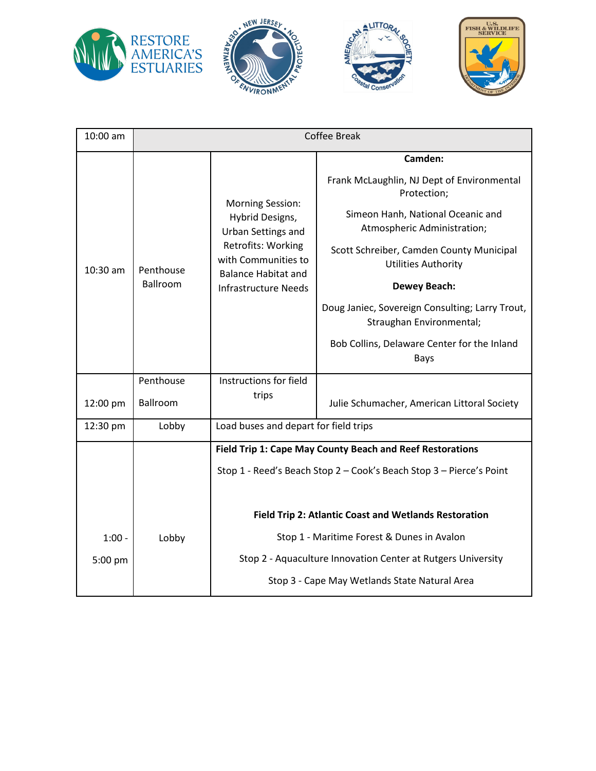| | | | |
|---|---|---|---|
| 10:00 am | Coffee Break | | |
| 10:30 am | Penthouse Ballroom | Morning Session: Hybrid Designs, Urban Settings and Retrofits: Working with Communities to Balance Habitat and Infrastructure Needs | **Camden:**<br>Frank McLaughlin, NJ Dept of Environmental Protection;<br>Simeon Hanh, National Oceanic and Atmospheric Administration;<br>Scott Schreiber, Camden County Municipal Utilities Authority<br>**Dewey Beach:**<br>Doug Janiec, Sovereign Consulting; Larry Trout, Straughan Environmental;<br>Bob Collins, Delaware Center for the Inland Bays |
| 12:00 pm | Penthouse Ballroom | Instructions for field trips | Julie Schumacher, American Littoral Society |
| 12:30 pm | Lobby | Load buses and depart for field trips | |
| 1:00 - 5:00 pm | Lobby | **Field Trip 1: Cape May County Beach and Reef Restorations**<br>Stop 1 - Reed's Beach Stop 2 – Cook's Beach Stop 3 – Pierce's Point<br>**Field Trip 2: Atlantic Coast and Wetlands Restoration**<br>Stop 1 - Maritime Forest & Dunes in Avalon<br>Stop 2 - Aquaculture Innovation Center at Rutgers University<br>Stop 3 - Cape May Wetlands State Natural Area | |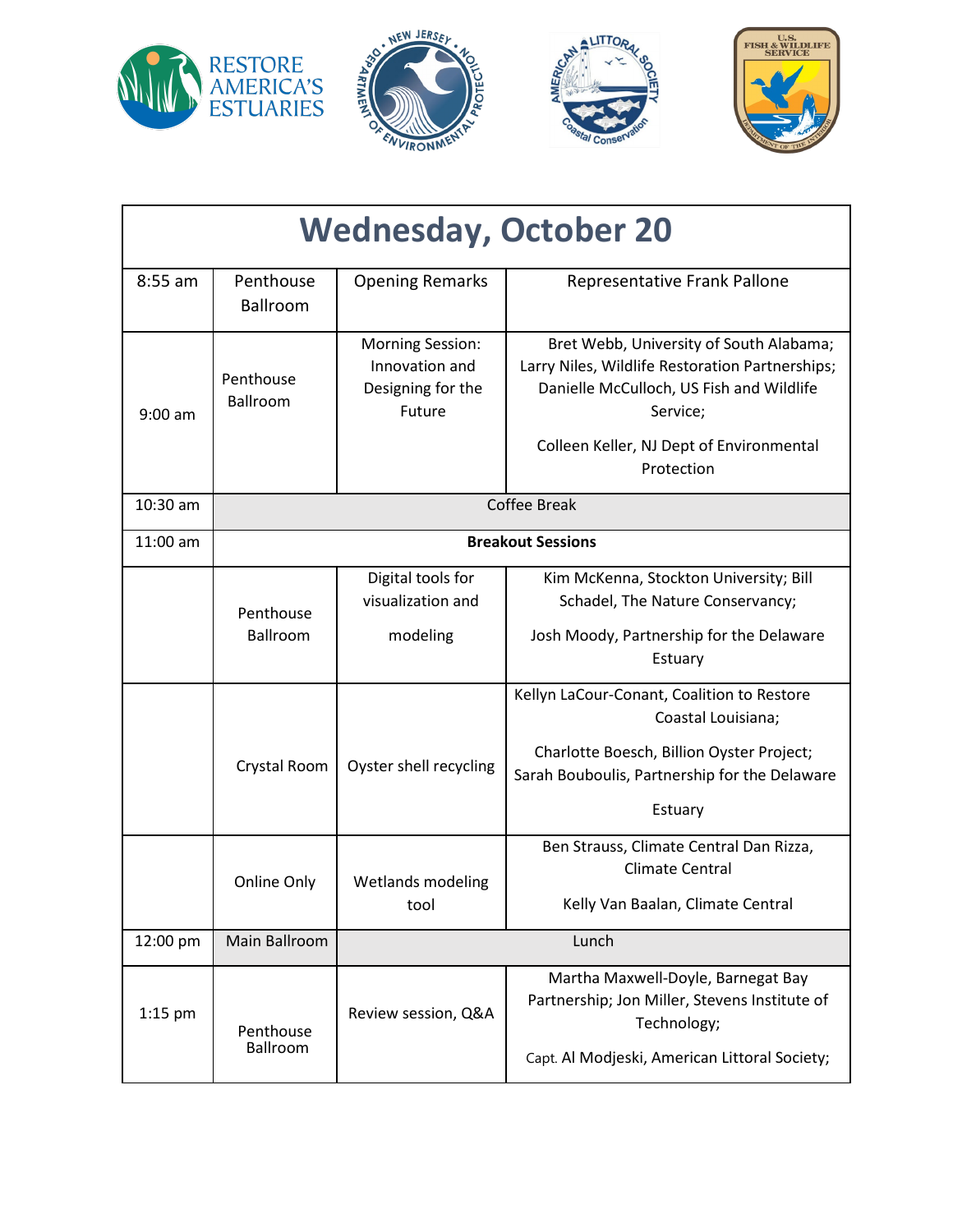# Wednesday, October 20

| | | | |
|---|---|---|---|
| 8:55 am | Penthouse Ballroom | Opening Remarks | Representative Frank Pallone |
| 9:00 am | Penthouse Ballroom | Morning Session: Innovation and Designing for the Future | Bret Webb, University of South Alabama; Larry Niles, Wildlife Restoration Partnerships; Danielle McCulloch, US Fish and Wildlife Service; Colleen Keller, NJ Dept of Environmental Protection |
| 10:30 am | Coffee Break | | |
| 11:00 am | **Breakout Sessions** | | |
| | Penthouse Ballroom | Digital tools for visualization and modeling | Kim McKenna, Stockton University; Bill Schadel, The Nature Conservancy; Josh Moody, Partnership for the Delaware Estuary |
| | Crystal Room | Oyster shell recycling | Kellyn LaCour-Conant, Coalition to Restore Coastal Louisiana; Charlotte Boesch, Billion Oyster Project; Sarah Bouboulis, Partnership for the Delaware Estuary |
| | Online Only | Wetlands modeling tool | Ben Strauss, Climate Central Dan Rizza, Climate Central; Kelly Van Baalan, Climate Central |
| 12:00 pm | Main Ballroom | Lunch | |
| 1:15 pm | Penthouse Ballroom | Review session, Q&A | Martha Maxwell-Doyle, Barnegat Bay Partnership; Jon Miller, Stevens Institute of Technology; Capt. Al Modjeski, American Littoral Society; |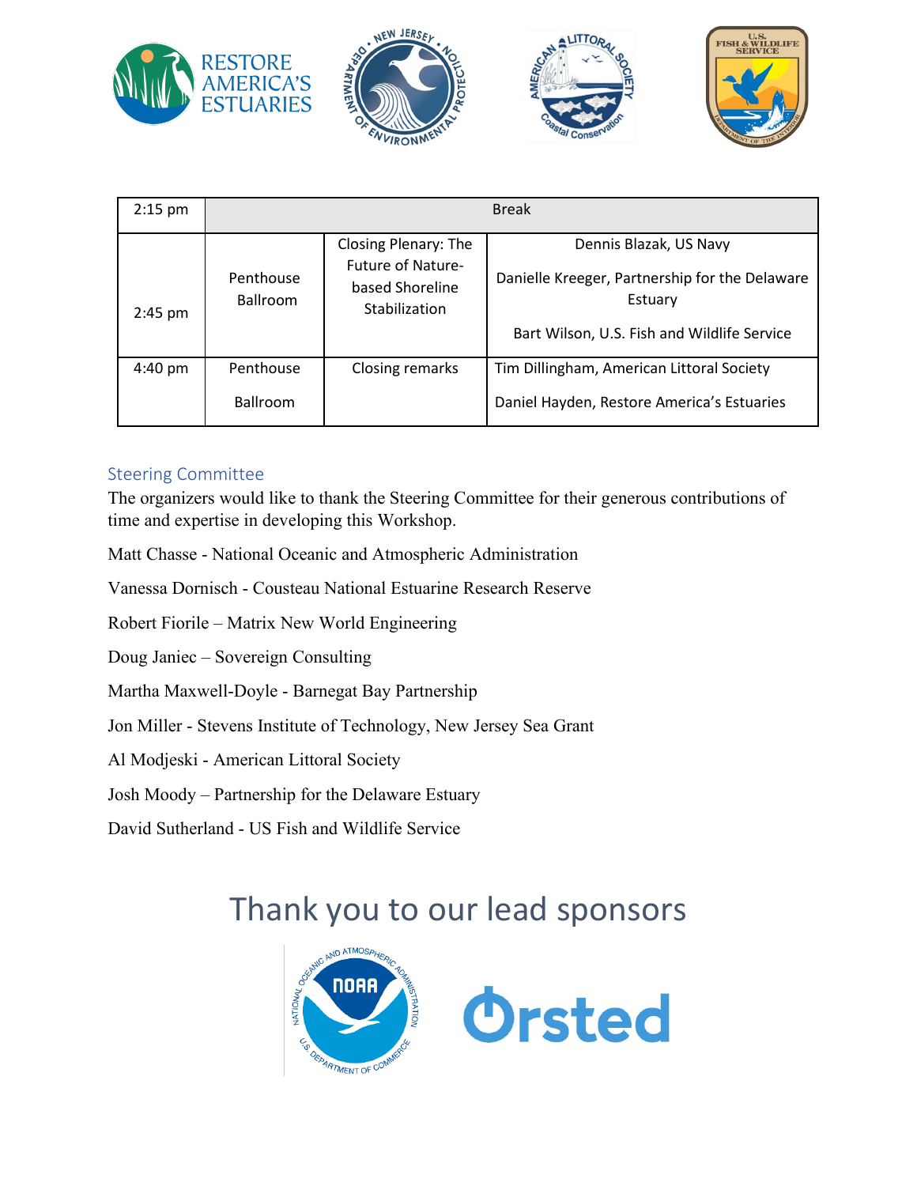| | | | |
|---|---|---|---|
| 2:15 pm | Break | | |
| 2:45 pm | Penthouse Ballroom | Closing Plenary: The Future of Nature-based Shoreline Stabilization | Dennis Blazak, US Navy<br><br>Danielle Kreeger, Partnership for the Delaware Estuary<br><br>Bart Wilson, U.S. Fish and Wildlife Service |
| 4:40 pm | Penthouse Ballroom | Closing remarks | Tim Dillingham, American Littoral Society<br><br>Daniel Hayden, Restore America's Estuaries |

## Steering Committee

The organizers would like to thank the Steering Committee for their generous contributions of time and expertise in developing this Workshop.

Matt Chasse - National Oceanic and Atmospheric Administration

Vanessa Dornisch - Cousteau National Estuarine Research Reserve

Robert Fiorile – Matrix New World Engineering

Doug Janiec – Sovereign Consulting

Martha Maxwell-Doyle - Barnegat Bay Partnership

Jon Miller - Stevens Institute of Technology, New Jersey Sea Grant

Al Modjeski - American Littoral Society

Josh Moody – Partnership for the Delaware Estuary

David Sutherland - US Fish and Wildlife Service

# Thank you to our lead sponsors